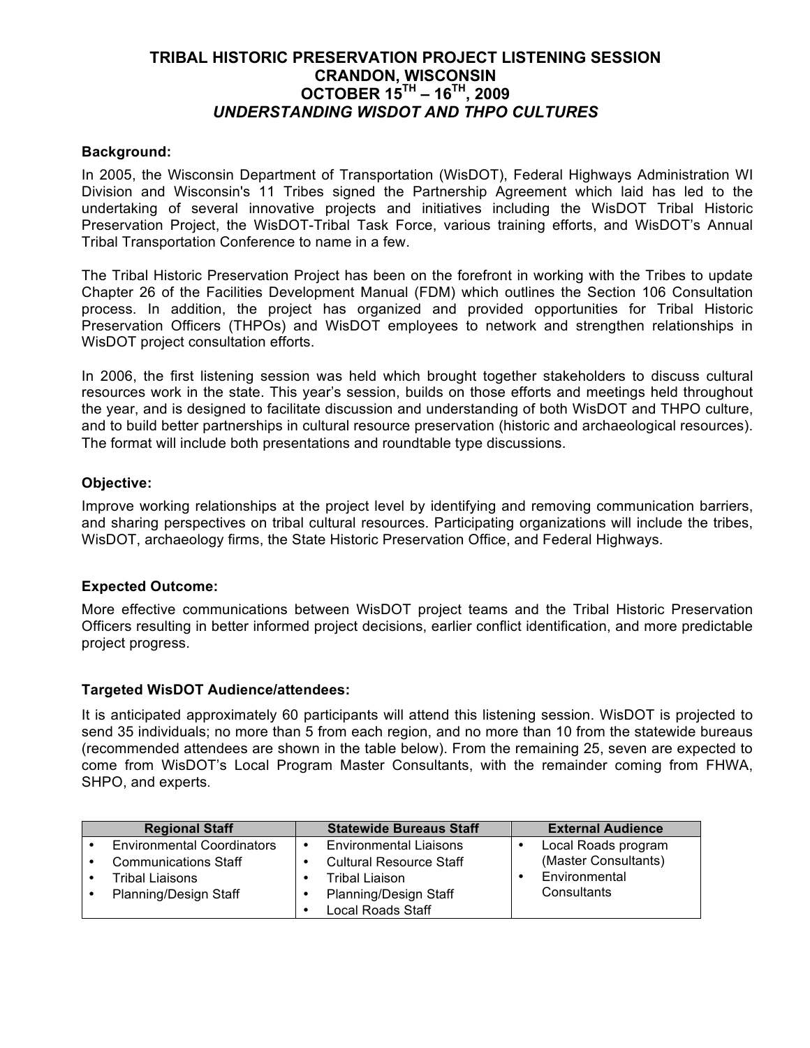# TRIBAL HISTORIC PRESERVATION PROJECT LISTENING SESSION
# CRANDON, WISCONSIN
# OCTOBER 15TH – 16TH, 2009
# *UNDERSTANDING WISDOT AND THPO CULTURES*

**Background:**

In 2005, the Wisconsin Department of Transportation (WisDOT), Federal Highways Administration WI Division and Wisconsin's 11 Tribes signed the Partnership Agreement which laid has led to the undertaking of several innovative projects and initiatives including the WisDOT Tribal Historic Preservation Project, the WisDOT-Tribal Task Force, various training efforts, and WisDOT's Annual Tribal Transportation Conference to name in a few.

The Tribal Historic Preservation Project has been on the forefront in working with the Tribes to update Chapter 26 of the Facilities Development Manual (FDM) which outlines the Section 106 Consultation process. In addition, the project has organized and provided opportunities for Tribal Historic Preservation Officers (THPOs) and WisDOT employees to network and strengthen relationships in WisDOT project consultation efforts.

In 2006, the first listening session was held which brought together stakeholders to discuss cultural resources work in the state. This year's session, builds on those efforts and meetings held throughout the year, and is designed to facilitate discussion and understanding of both WisDOT and THPO culture, and to build better partnerships in cultural resource preservation (historic and archaeological resources). The format will include both presentations and roundtable type discussions.

**Objective:**

Improve working relationships at the project level by identifying and removing communication barriers, and sharing perspectives on tribal cultural resources. Participating organizations will include the tribes, WisDOT, archaeology firms, the State Historic Preservation Office, and Federal Highways.

**Expected Outcome:**

More effective communications between WisDOT project teams and the Tribal Historic Preservation Officers resulting in better informed project decisions, earlier conflict identification, and more predictable project progress.

**Targeted WisDOT Audience/attendees:**

It is anticipated approximately 60 participants will attend this listening session. WisDOT is projected to send 35 individuals; no more than 5 from each region, and no more than 10 from the statewide bureaus (recommended attendees are shown in the table below). From the remaining 25, seven are expected to come from WisDOT's Local Program Master Consultants, with the remainder coming from FHWA, SHPO, and experts.

| Regional Staff | Statewide Bureaus Staff | External Audience |
|---|---|---|
| • Environmental Coordinators<br>• Communications Staff<br>• Tribal Liaisons<br>• Planning/Design Staff | • Environmental Liaisons<br>• Cultural Resource Staff<br>• Tribal Liaison<br>• Planning/Design Staff<br>• Local Roads Staff | • Local Roads program (Master Consultants)<br>• Environmental Consultants |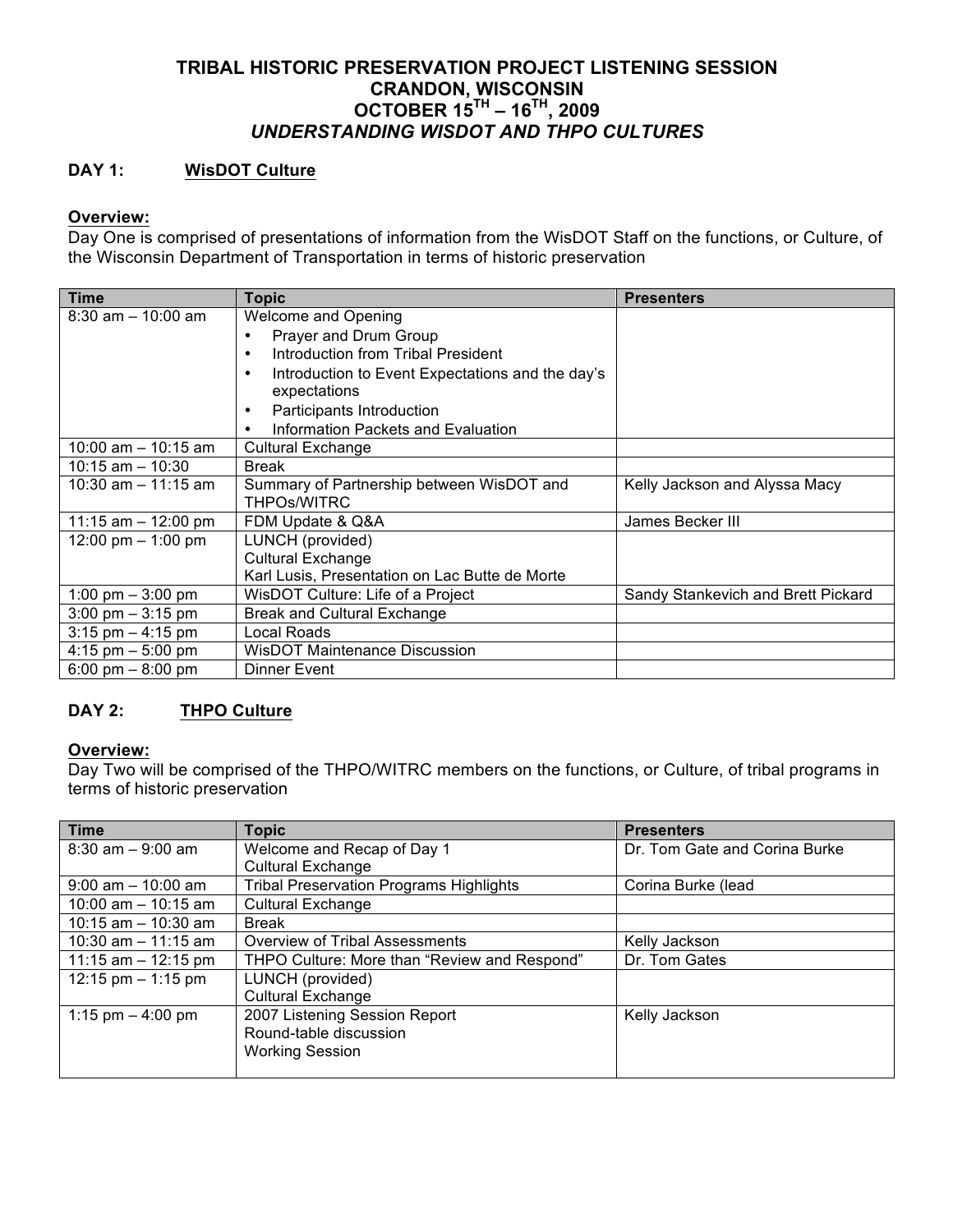# TRIBAL HISTORIC PRESERVATION PROJECT LISTENING SESSION
# CRANDON, WISCONSIN
# OCTOBER 15TH – 16TH, 2009
# *UNDERSTANDING WISDOT AND THPO CULTURES*

## DAY 1: <u>WisDOT Culture</u>

**<u>Overview:</u>**
Day One is comprised of presentations of information from the WisDOT Staff on the functions, or Culture, of the Wisconsin Department of Transportation in terms of historic preservation

| Time | Topic | Presenters |
|---|---|---|
| 8:30 am – 10:00 am | Welcome and Opening<br>• Prayer and Drum Group<br>• Introduction from Tribal President<br>• Introduction to Event Expectations and the day's expectations<br>• Participants Introduction<br>• Information Packets and Evaluation | |
| 10:00 am – 10:15 am | Cultural Exchange | |
| 10:15 am – 10:30 | Break | |
| 10:30 am – 11:15 am | Summary of Partnership between WisDOT and THPOs/WITRC | Kelly Jackson and Alyssa Macy |
| 11:15 am – 12:00 pm | FDM Update & Q&A | James Becker III |
| 12:00 pm – 1:00 pm | LUNCH (provided)<br>Cultural Exchange<br>Karl Lusis, Presentation on Lac Butte de Morte | |
| 1:00 pm – 3:00 pm | WisDOT Culture: Life of a Project | Sandy Stankevich and Brett Pickard |
| 3:00 pm – 3:15 pm | Break and Cultural Exchange | |
| 3:15 pm – 4:15 pm | Local Roads | |
| 4:15 pm – 5:00 pm | WisDOT Maintenance Discussion | |
| 6:00 pm – 8:00 pm | Dinner Event | |

## DAY 2: <u>THPO Culture</u>

**<u>Overview:</u>**
Day Two will be comprised of the THPO/WITRC members on the functions, or Culture, of tribal programs in terms of historic preservation

| Time | Topic | Presenters |
|---|---|---|
| 8:30 am – 9:00 am | Welcome and Recap of Day 1<br>Cultural Exchange | Dr. Tom Gate and Corina Burke |
| 9:00 am – 10:00 am | Tribal Preservation Programs Highlights | Corina Burke (lead |
| 10:00 am – 10:15 am | Cultural Exchange | |
| 10:15 am – 10:30 am | Break | |
| 10:30 am – 11:15 am | Overview of Tribal Assessments | Kelly Jackson |
| 11:15 am – 12:15 pm | THPO Culture: More than "Review and Respond" | Dr. Tom Gates |
| 12:15 pm – 1:15 pm | LUNCH (provided)<br>Cultural Exchange | |
| 1:15 pm – 4:00 pm | 2007 Listening Session Report<br>Round-table discussion<br>Working Session | Kelly Jackson |